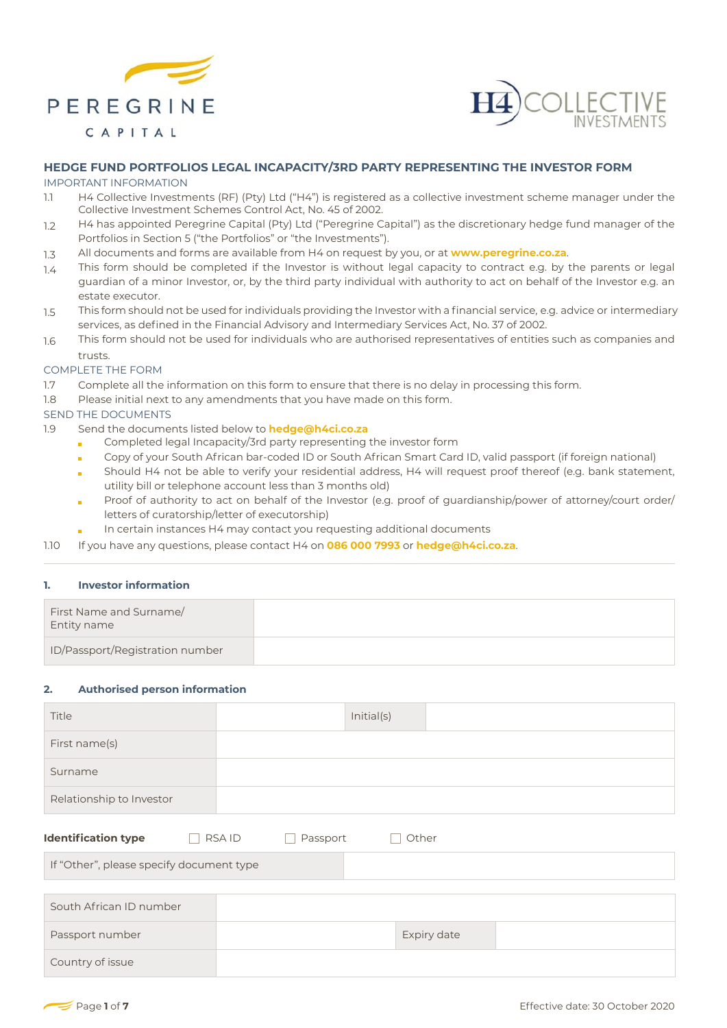PEREGRINE CAPITAL

H4 COLLECTIVE INVESTMENTS

# HEDGE FUND PORTFOLIOS LEGAL INCAPACITY/3RD PARTY REPRESENTING THE INVESTOR FORM

## IMPORTANT INFORMATION

1.1 H4 Collective Investments (RF) (Pty) Ltd ("H4") is registered as a collective investment scheme manager under the Collective Investment Schemes Control Act, No. 45 of 2002.

1.2 H4 has appointed Peregrine Capital (Pty) Ltd ("Peregrine Capital") as the discretionary hedge fund manager of the Portfolios in Section 5 ("the Portfolios" or "the Investments").

1.3 All documents and forms are available from H4 on request by you, or at **www.peregrine.co.za**.

1.4 This form should be completed if the Investor is without legal capacity to contract e.g. by the parents or legal guardian of a minor Investor, or, by the third party individual with authority to act on behalf of the Investor e.g. an estate executor.

1.5 This form should not be used for individuals providing the Investor with a financial service, e.g. advice or intermediary services, as defined in the Financial Advisory and Intermediary Services Act, No. 37 of 2002.

1.6 This form should not be used for individuals who are authorised representatives of entities such as companies and trusts.

## COMPLETE THE FORM

1.7 Complete all the information on this form to ensure that there is no delay in processing this form.

1.8 Please initial next to any amendments that you have made on this form.

## SEND THE DOCUMENTS

1.9 Send the documents listed below to **hedge@h4ci.co.za**

- Completed legal Incapacity/3rd party representing the investor form
- Copy of your South African bar-coded ID or South African Smart Card ID, valid passport (if foreign national)
- Should H4 not be able to verify your residential address, H4 will request proof thereof (e.g. bank statement, utility bill or telephone account less than 3 months old)
- Proof of authority to act on behalf of the Investor (e.g. proof of guardianship/power of attorney/court order/ letters of curatorship/letter of executorship)
- In certain instances H4 may contact you requesting additional documents

1.10 If you have any questions, please contact H4 on **086 000 7993** or **hedge@h4ci.co.za**.

### 1. Investor information

| First Name and Surname/ Entity name | |
|---|---|
| ID/Passport/Registration number | |

### 2. Authorised person information

| Title | | Initial(s) | |
|---|---|---|---|
| First name(s) | | | |
| Surname | | | |
| Relationship to Investor | | | |

**Identification type** ☐ RSA ID ☐ Passport ☐ Other

| If "Other", please specify document type | |
|---|---|

| South African ID number | | | |
|---|---|---|---|
| Passport number | | Expiry date | |
| Country of issue | | | |

Effective date: 30 October 2020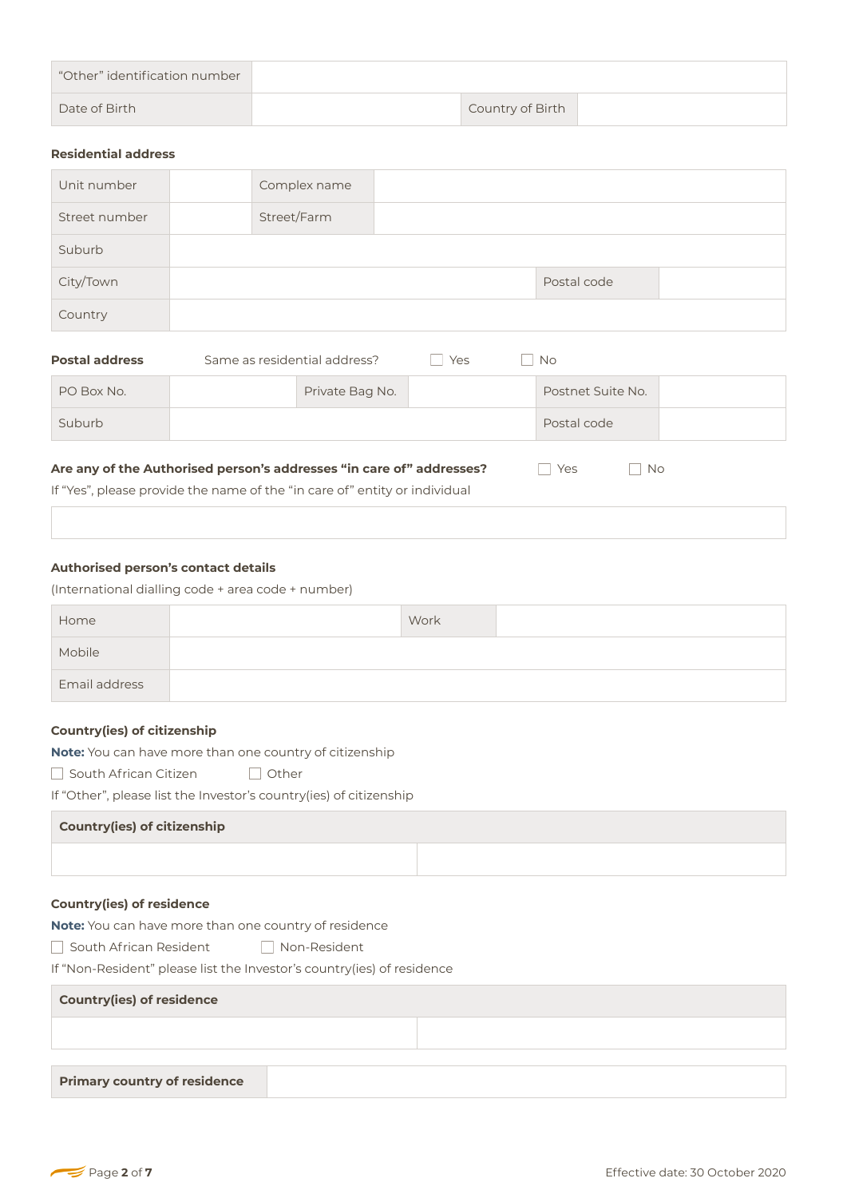| "Other" identification number | | | |
|---|---|---|---|
| Date of Birth | | Country of Birth | |

**Residential address**

| Unit number | | Complex name | |
|---|---|---|---|
| Street number | | Street/Farm | |
| Suburb | | | |
| City/Town | | Postal code | |
| Country | | | |

**Postal address** Same as residential address? ☐ Yes ☐ No

| PO Box No. | | Private Bag No. | | Postnet Suite No. | |
|---|---|---|---|---|---|
| Suburb | | | | Postal code | |

**Are any of the Authorised person's addresses "in care of" addresses?** ☐ Yes ☐ No

If "Yes", please provide the name of the "in care of" entity or individual

| |
|---|
| |

**Authorised person's contact details**

(International dialling code + area code + number)

| Home | | Work | |
|---|---|---|---|
| Mobile | | | |
| Email address | | | |

**Country(ies) of citizenship**

**Note:** You can have more than one country of citizenship

☐ South African Citizen ☐ Other

If "Other", please list the Investor's country(ies) of citizenship

| **Country(ies) of citizenship** | |
|---|---|
| | |

**Country(ies) of residence**

**Note:** You can have more than one country of residence

☐ South African Resident ☐ Non-Resident

If "Non-Resident" please list the Investor's country(ies) of residence

| **Country(ies) of residence** | |
|---|---|
| | |

| **Primary country of residence** | |
|---|---|

Effective date: 30 October 2020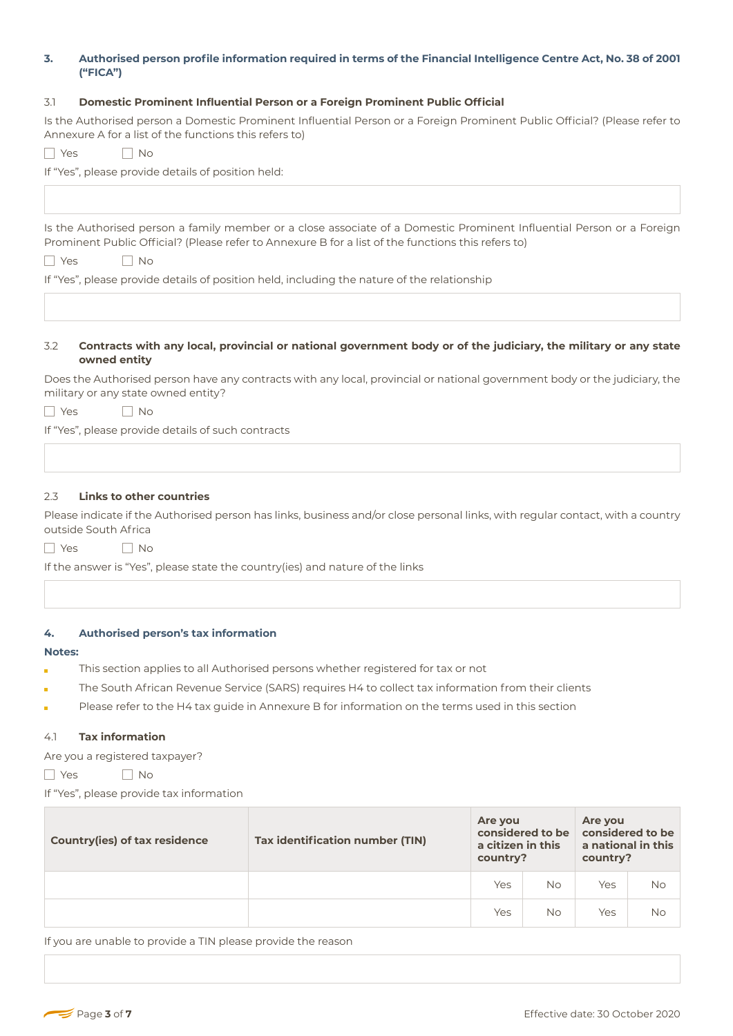## 3. Authorised person profile information required in terms of the Financial Intelligence Centre Act, No. 38 of 2001 ("FICA")

### 3.1 Domestic Prominent Influential Person or a Foreign Prominent Public Official

Is the Authorised person a Domestic Prominent Influential Person or a Foreign Prominent Public Official? (Please refer to Annexure A for a list of the functions this refers to)

☐ Yes ☐ No

If "Yes", please provide details of position held:

| |
|---|
| |

Is the Authorised person a family member or a close associate of a Domestic Prominent Influential Person or a Foreign Prominent Public Official? (Please refer to Annexure B for a list of the functions this refers to)

☐ Yes ☐ No

If "Yes", please provide details of position held, including the nature of the relationship

| |
|---|
| |

### 3.2 Contracts with any local, provincial or national government body or of the judiciary, the military or any state owned entity

Does the Authorised person have any contracts with any local, provincial or national government body or the judiciary, the military or any state owned entity?

☐ Yes ☐ No

If "Yes", please provide details of such contracts

| |
|---|
| |

### 2.3 Links to other countries

Please indicate if the Authorised person has links, business and/or close personal links, with regular contact, with a country outside South Africa

☐ Yes ☐ No

If the answer is "Yes", please state the country(ies) and nature of the links

| |
|---|
| |

## 4. Authorised person's tax information

**Notes:**

- This section applies to all Authorised persons whether registered for tax or not
- The South African Revenue Service (SARS) requires H4 to collect tax information from their clients
- Please refer to the H4 tax guide in Annexure B for information on the terms used in this section

### 4.1 Tax information

Are you a registered taxpayer?

☐ Yes ☐ No

If "Yes", please provide tax information

| Country(ies) of tax residence | Tax identification number (TIN) | Are you considered to be a citizen in this country? | | Are you considered to be a national in this country? | |
|---|---|---|---|---|---|
| | | Yes | No | Yes | No |
| | | Yes | No | Yes | No |

If you are unable to provide a TIN please provide the reason

| |
|---|
| |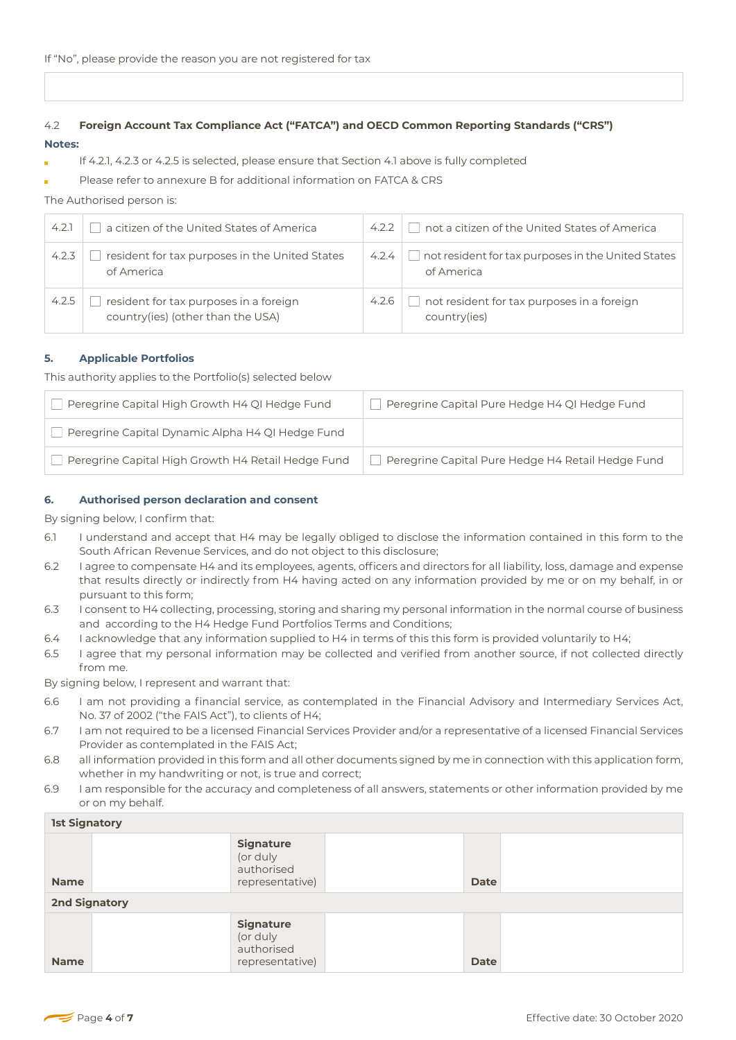If "No", please provide the reason you are not registered for tax

| |
|---|
| |

### 4.2 Foreign Account Tax Compliance Act ("FATCA") and OECD Common Reporting Standards ("CRS")

**Notes:**

- If 4.2.1, 4.2.3 or 4.2.5 is selected, please ensure that Section 4.1 above is fully completed
- Please refer to annexure B for additional information on FATCA & CRS

The Authorised person is:

| | | | |
|---|---|---|---|
| 4.2.1 | ☐ a citizen of the United States of America | 4.2.2 | ☐ not a citizen of the United States of America |
| 4.2.3 | ☐ resident for tax purposes in the United States of America | 4.2.4 | ☐ not resident for tax purposes in the United States of America |
| 4.2.5 | ☐ resident for tax purposes in a foreign country(ies) (other than the USA) | 4.2.6 | ☐ not resident for tax purposes in a foreign country(ies) |

## 5. Applicable Portfolios

This authority applies to the Portfolio(s) selected below

| | |
|---|---|
| ☐ Peregrine Capital High Growth H4 QI Hedge Fund | ☐ Peregrine Capital Pure Hedge H4 QI Hedge Fund |
| ☐ Peregrine Capital Dynamic Alpha H4 QI Hedge Fund | |
| ☐ Peregrine Capital High Growth H4 Retail Hedge Fund | ☐ Peregrine Capital Pure Hedge H4 Retail Hedge Fund |

## 6. Authorised person declaration and consent

By signing below, I confirm that:

6.1 I understand and accept that H4 may be legally obliged to disclose the information contained in this form to the South African Revenue Services, and do not object to this disclosure;

6.2 I agree to compensate H4 and its employees, agents, officers and directors for all liability, loss, damage and expense that results directly or indirectly from H4 having acted on any information provided by me or on my behalf, in or pursuant to this form;

6.3 I consent to H4 collecting, processing, storing and sharing my personal information in the normal course of business and according to the H4 Hedge Fund Portfolios Terms and Conditions;

6.4 I acknowledge that any information supplied to H4 in terms of this this form is provided voluntarily to H4;

6.5 I agree that my personal information may be collected and verified from another source, if not collected directly from me.

By signing below, I represent and warrant that:

6.6 I am not providing a financial service, as contemplated in the Financial Advisory and Intermediary Services Act, No. 37 of 2002 ("the FAIS Act"), to clients of H4;

6.7 I am not required to be a licensed Financial Services Provider and/or a representative of a licensed Financial Services Provider as contemplated in the FAIS Act;

6.8 all information provided in this form and all other documents signed by me in connection with this application form, whether in my handwriting or not, is true and correct;

6.9 I am responsible for the accuracy and completeness of all answers, statements or other information provided by me or on my behalf.

| **1st Signatory** | | | | | |
|---|---|---|---|---|---|
| **Name** | | **Signature** (or duly authorised representative) | | **Date** | |
| **2nd Signatory** | | | | | |
| **Name** | | **Signature** (or duly authorised representative) | | **Date** | |

Effective date: 30 October 2020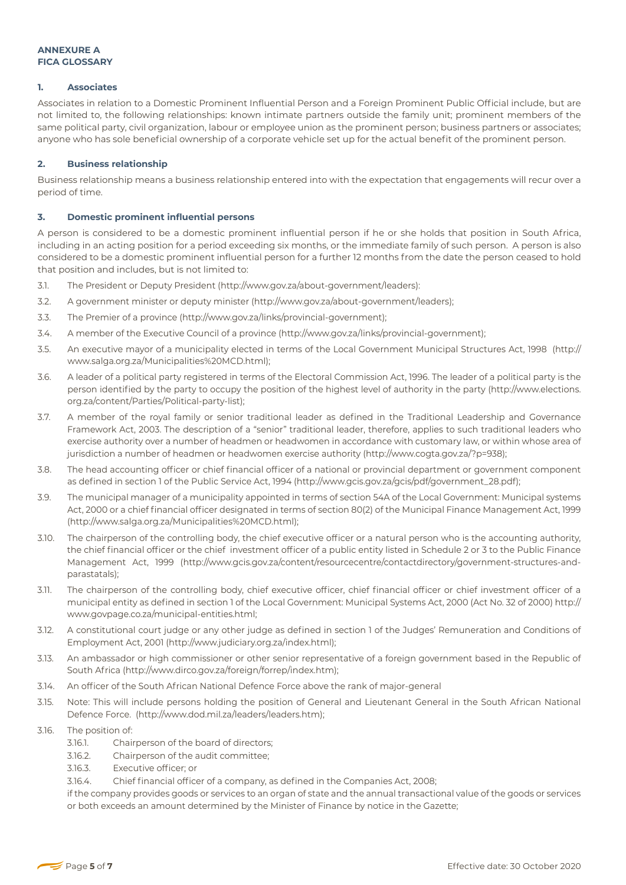**ANNEXURE A**
**FICA GLOSSARY**

## 1. Associates

Associates in relation to a Domestic Prominent Influential Person and a Foreign Prominent Public Official include, but are not limited to, the following relationships: known intimate partners outside the family unit; prominent members of the same political party, civil organization, labour or employee union as the prominent person; business partners or associates; anyone who has sole beneficial ownership of a corporate vehicle set up for the actual benefit of the prominent person.

## 2. Business relationship

Business relationship means a business relationship entered into with the expectation that engagements will recur over a period of time.

## 3. Domestic prominent influential persons

A person is considered to be a domestic prominent influential person if he or she holds that position in South Africa, including in an acting position for a period exceeding six months, or the immediate family of such person. A person is also considered to be a domestic prominent influential person for a further 12 months from the date the person ceased to hold that position and includes, but is not limited to:

3.1. The President or Deputy President (http://www.gov.za/about-government/leaders):

3.2. A government minister or deputy minister (http://www.gov.za/about-government/leaders);

3.3. The Premier of a province (http://www.gov.za/links/provincial-government);

3.4. A member of the Executive Council of a province (http://www.gov.za/links/provincial-government);

3.5. An executive mayor of a municipality elected in terms of the Local Government Municipal Structures Act, 1998 (http://www.salga.org.za/Municipalities%20MCD.html);

3.6. A leader of a political party registered in terms of the Electoral Commission Act, 1996. The leader of a political party is the person identified by the party to occupy the position of the highest level of authority in the party (http://www.elections.org.za/content/Parties/Political-party-list);

3.7. A member of the royal family or senior traditional leader as defined in the Traditional Leadership and Governance Framework Act, 2003. The description of a "senior" traditional leader, therefore, applies to such traditional leaders who exercise authority over a number of headmen or headwomen in accordance with customary law, or within whose area of jurisdiction a number of headmen or headwomen exercise authority (http://www.cogta.gov.za/?p=938);

3.8. The head accounting officer or chief financial officer of a national or provincial department or government component as defined in section 1 of the Public Service Act, 1994 (http://www.gcis.gov.za/gcis/pdf/government_28.pdf);

3.9. The municipal manager of a municipality appointed in terms of section 54A of the Local Government: Municipal systems Act, 2000 or a chief financial officer designated in terms of section 80(2) of the Municipal Finance Management Act, 1999 (http://www.salga.org.za/Municipalities%20MCD.html);

3.10. The chairperson of the controlling body, the chief executive officer or a natural person who is the accounting authority, the chief financial officer or the chief investment officer of a public entity listed in Schedule 2 or 3 to the Public Finance Management Act, 1999 (http://www.gcis.gov.za/content/resourcecentre/contactdirectory/government-structures-and-parastatals);

3.11. The chairperson of the controlling body, chief executive officer, chief financial officer or chief investment officer of a municipal entity as defined in section 1 of the Local Government: Municipal Systems Act, 2000 (Act No. 32 of 2000) http://www.govpage.co.za/municipal-entities.html;

3.12. A constitutional court judge or any other judge as defined in section 1 of the Judges' Remuneration and Conditions of Employment Act, 2001 (http://www.judiciary.org.za/index.html);

3.13. An ambassador or high commissioner or other senior representative of a foreign government based in the Republic of South Africa (http://www.dirco.gov.za/foreign/forrep/index.htm);

3.14. An officer of the South African National Defence Force above the rank of major-general

3.15. Note: This will include persons holding the position of General and Lieutenant General in the South African National Defence Force. (http://www.dod.mil.za/leaders/leaders.htm);

3.16. The position of:

3.16.1. Chairperson of the board of directors;

3.16.2. Chairperson of the audit committee;

3.16.3. Executive officer; or

3.16.4. Chief financial officer of a company, as defined in the Companies Act, 2008;

if the company provides goods or services to an organ of state and the annual transactional value of the goods or services or both exceeds an amount determined by the Minister of Finance by notice in the Gazette;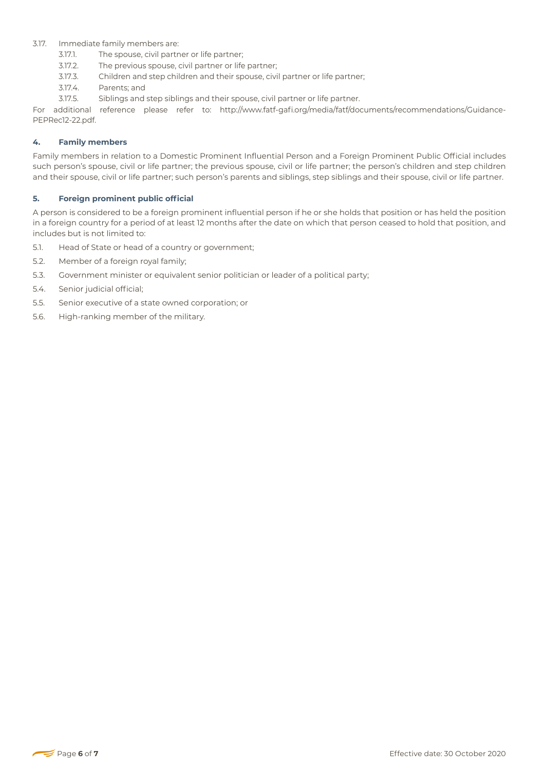3.17. Immediate family members are:

- 3.17.1. The spouse, civil partner or life partner;
- 3.17.2. The previous spouse, civil partner or life partner;
- 3.17.3. Children and step children and their spouse, civil partner or life partner;
- 3.17.4. Parents; and
- 3.17.5. Siblings and step siblings and their spouse, civil partner or life partner.

For additional reference please refer to: http://www.fatf-gafi.org/media/fatf/documents/recommendations/Guidance-PEPRec12-22.pdf.

## 4. Family members

Family members in relation to a Domestic Prominent Influential Person and a Foreign Prominent Public Official includes such person's spouse, civil or life partner; the previous spouse, civil or life partner; the person's children and step children and their spouse, civil or life partner; such person's parents and siblings, step siblings and their spouse, civil or life partner.

## 5. Foreign prominent public official

A person is considered to be a foreign prominent influential person if he or she holds that position or has held the position in a foreign country for a period of at least 12 months after the date on which that person ceased to hold that position, and includes but is not limited to:

- 5.1. Head of State or head of a country or government;
- 5.2. Member of a foreign royal family;
- 5.3. Government minister or equivalent senior politician or leader of a political party;
- 5.4. Senior judicial official;
- 5.5. Senior executive of a state owned corporation; or
- 5.6. High-ranking member of the military.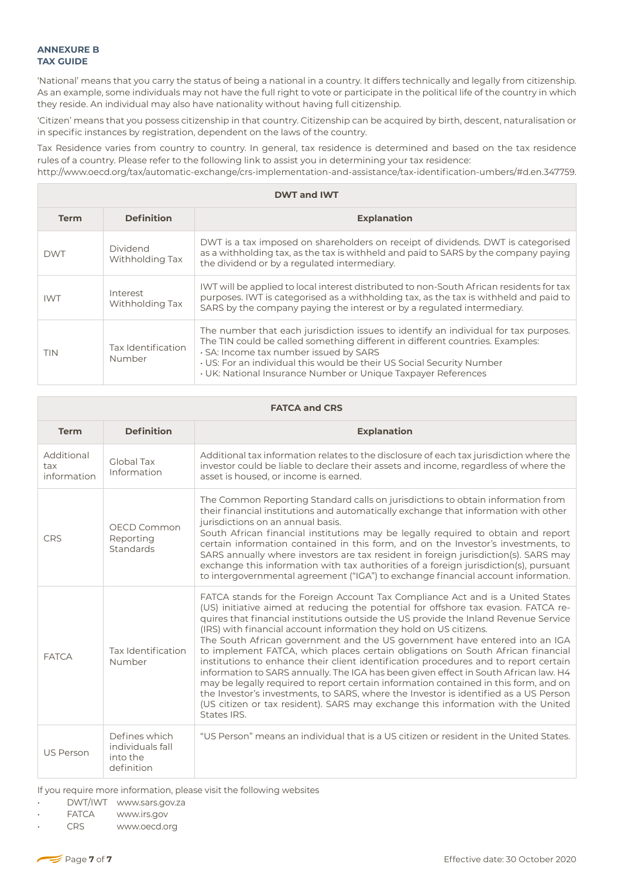**ANNEXURE B**
**TAX GUIDE**

'National' means that you carry the status of being a national in a country. It differs technically and legally from citizenship. As an example, some individuals may not have the full right to vote or participate in the political life of the country in which they reside. An individual may also have nationality without having full citizenship.

'Citizen' means that you possess citizenship in that country. Citizenship can be acquired by birth, descent, naturalisation or in specific instances by registration, dependent on the laws of the country.

Tax Residence varies from country to country. In general, tax residence is determined and based on the tax residence rules of a country. Please refer to the following link to assist you in determining your tax residence:
http://www.oecd.org/tax/automatic-exchange/crs-implementation-and-assistance/tax-identification-umbers/#d.en.347759.

| DWT and IWT | | |
|---|---|---|
| **Term** | **Definition** | **Explanation** |
| DWT | Dividend Withholding Tax | DWT is a tax imposed on shareholders on receipt of dividends. DWT is categorised as a withholding tax, as the tax is withheld and paid to SARS by the company paying the dividend or by a regulated intermediary. |
| IWT | Interest Withholding Tax | IWT will be applied to local interest distributed to non-South African residents for tax purposes. IWT is categorised as a withholding tax, as the tax is withheld and paid to SARS by the company paying the interest or by a regulated intermediary. |
| TIN | Tax Identification Number | The number that each jurisdiction issues to identify an individual for tax purposes. The TIN could be called something different in different countries. Examples:<br>· SA: Income tax number issued by SARS<br>· US: For an individual this would be their US Social Security Number<br>· UK: National Insurance Number or Unique Taxpayer References |

| FATCA and CRS | | |
|---|---|---|
| **Term** | **Definition** | **Explanation** |
| Additional tax information | Global Tax Information | Additional tax information relates to the disclosure of each tax jurisdiction where the investor could be liable to declare their assets and income, regardless of where the asset is housed, or income is earned. |
| CRS | OECD Common Reporting Standards | The Common Reporting Standard calls on jurisdictions to obtain information from their financial institutions and automatically exchange that information with other jurisdictions on an annual basis.<br>South African financial institutions may be legally required to obtain and report certain information contained in this form, and on the Investor's investments, to SARS annually where investors are tax resident in foreign jurisdiction(s). SARS may exchange this information with tax authorities of a foreign jurisdiction(s), pursuant to intergovernmental agreement ("IGA") to exchange financial account information. |
| FATCA | Tax Identification Number | FATCA stands for the Foreign Account Tax Compliance Act and is a United States (US) initiative aimed at reducing the potential for offshore tax evasion. FATCA requires that financial institutions outside the US provide the Inland Revenue Service (IRS) with financial account information they hold on US citizens.<br>The South African government and the US government have entered into an IGA to implement FATCA, which places certain obligations on South African financial institutions to enhance their client identification procedures and to report certain information to SARS annually. The IGA has been given effect in South African law. H4 may be legally required to report certain information contained in this form, and on the Investor's investments, to SARS, where the Investor is identified as a US Person (US citizen or tax resident). SARS may exchange this information with the United States IRS. |
| US Person | Defines which individuals fall into the definition | "US Person" means an individual that is a US citizen or resident in the United States. |

If you require more information, please visit the following websites

- DWT/IWT www.sars.gov.za
- FATCA www.irs.gov
- CRS www.oecd.org

Effective date: 30 October 2020